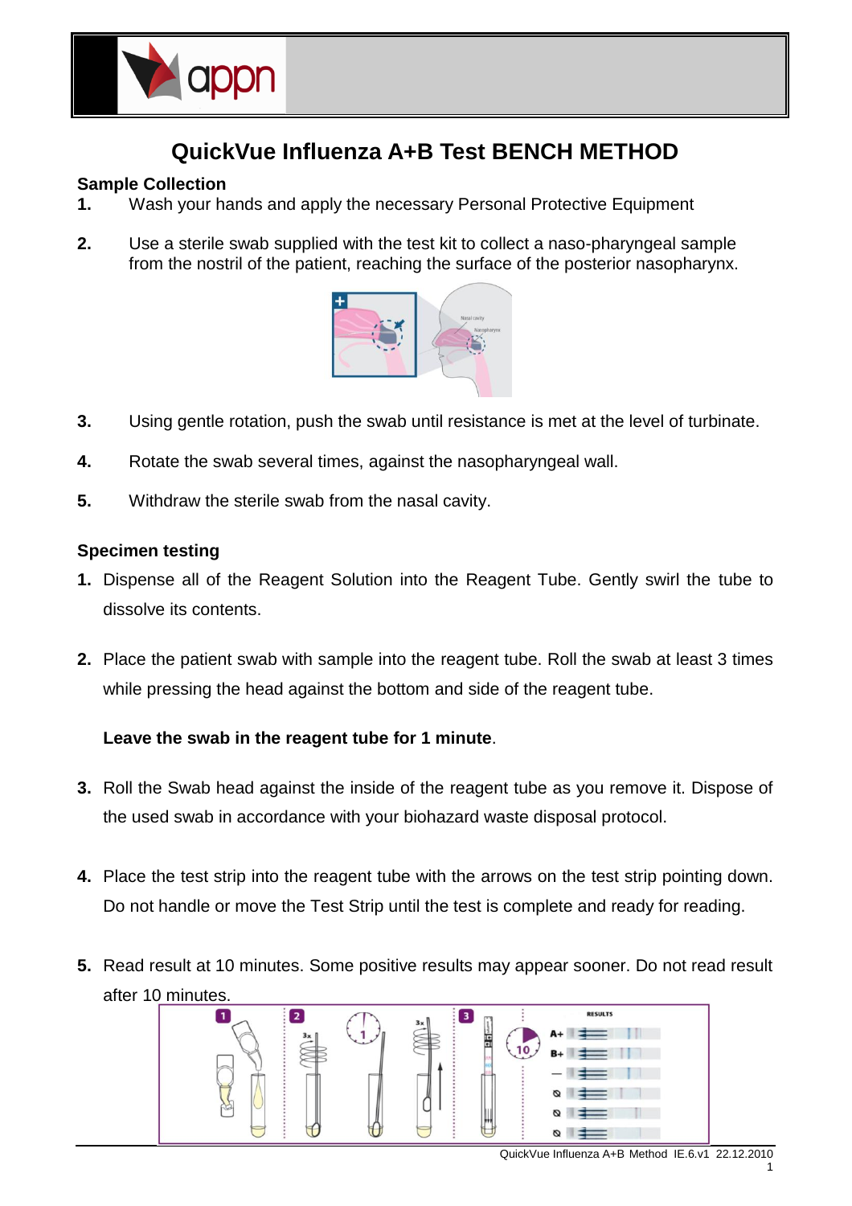# QuickVue Influenza A+B Test BENCH METHOD

## Sample Collection

1. Wash your hands and apply the necessary Personal Protective Equipment

2. Use a sterile swab supplied with the test kit to collect a naso-pharyngeal sample from the nostril of the patient, reaching the surface of the posterior nasopharynx.

3. Using gentle rotation, push the swab until resistance is met at the level of turbinate.

4. Rotate the swab several times, against the nasopharyngeal wall.

5. Withdraw the sterile swab from the nasal cavity.

## Specimen testing

1. Dispense all of the Reagent Solution into the Reagent Tube. Gently swirl the tube to dissolve its contents.

2. Place the patient swab with sample into the reagent tube. Roll the swab at least 3 times while pressing the head against the bottom and side of the reagent tube.

   **Leave the swab in the reagent tube for 1 minute**.

3. Roll the Swab head against the inside of the reagent tube as you remove it. Dispose of the used swab in accordance with your biohazard waste disposal protocol.

4. Place the test strip into the reagent tube with the arrows on the test strip pointing down. Do not handle or move the Test Strip until the test is complete and ready for reading.

5. Read result at 10 minutes. Some positive results may appear sooner. Do not read result after 10 minutes.

QuickVue Influenza A+B Method IE.6.v1 22.12.2010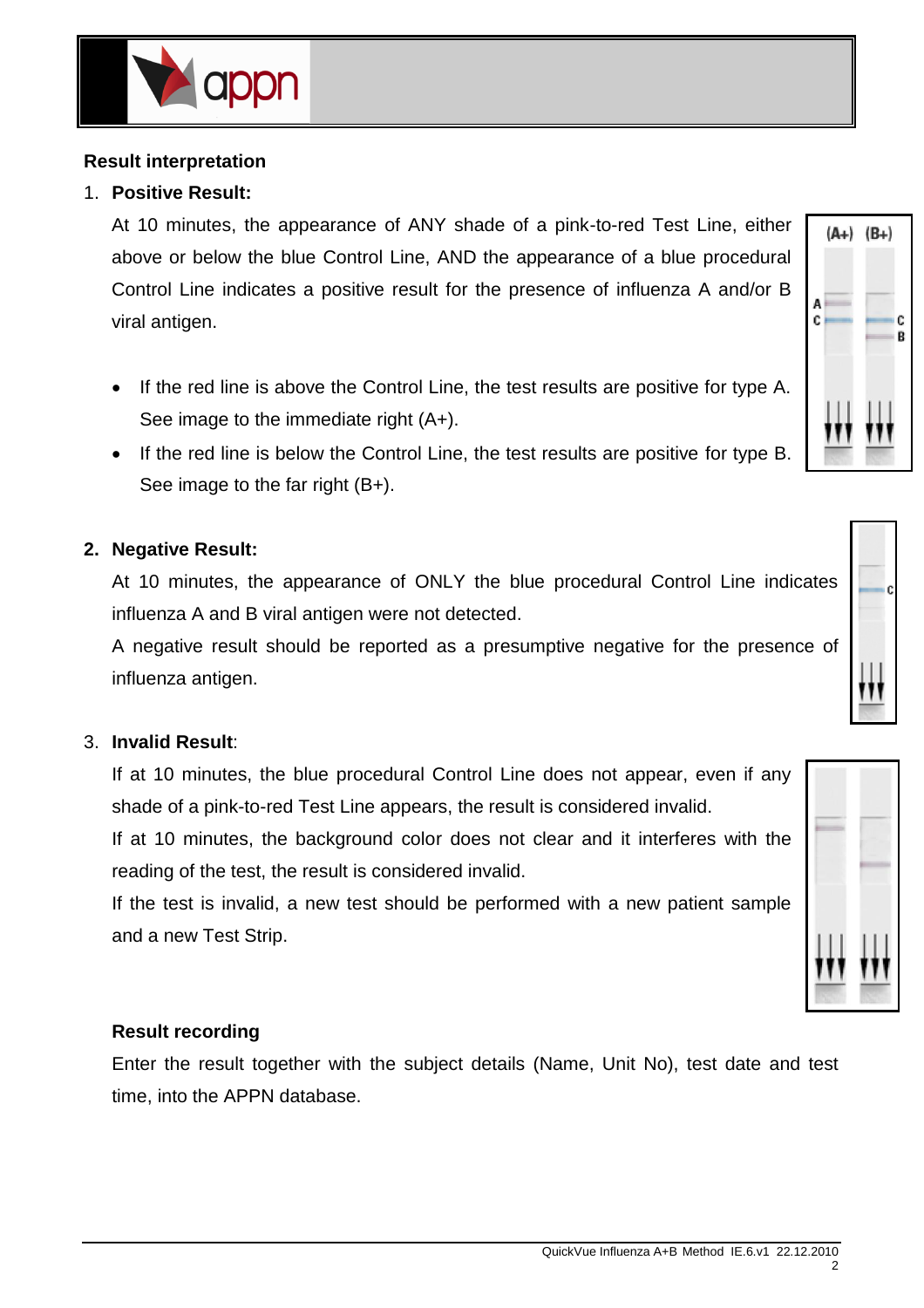## Result interpretation

1. **Positive Result:**

   At 10 minutes, the appearance of ANY shade of a pink-to-red Test Line, either above or below the blue Control Line, AND the appearance of a blue procedural Control Line indicates a positive result for the presence of influenza A and/or B viral antigen.

   - If the red line is above the Control Line, the test results are positive for type A. See image to the immediate right (A+).
   - If the red line is below the Control Line, the test results are positive for type B. See image to the far right (B+).

2. **Negative Result:**

   At 10 minutes, the appearance of ONLY the blue procedural Control Line indicates influenza A and B viral antigen were not detected.

   A negative result should be reported as a presumptive negative for the presence of influenza antigen.

3. **Invalid Result**:

   If at 10 minutes, the blue procedural Control Line does not appear, even if any shade of a pink-to-red Test Line appears, the result is considered invalid.

   If at 10 minutes, the background color does not clear and it interferes with the reading of the test, the result is considered invalid.

   If the test is invalid, a new test should be performed with a new patient sample and a new Test Strip.

**Result recording**

Enter the result together with the subject details (Name, Unit No), test date and test time, into the APPN database.